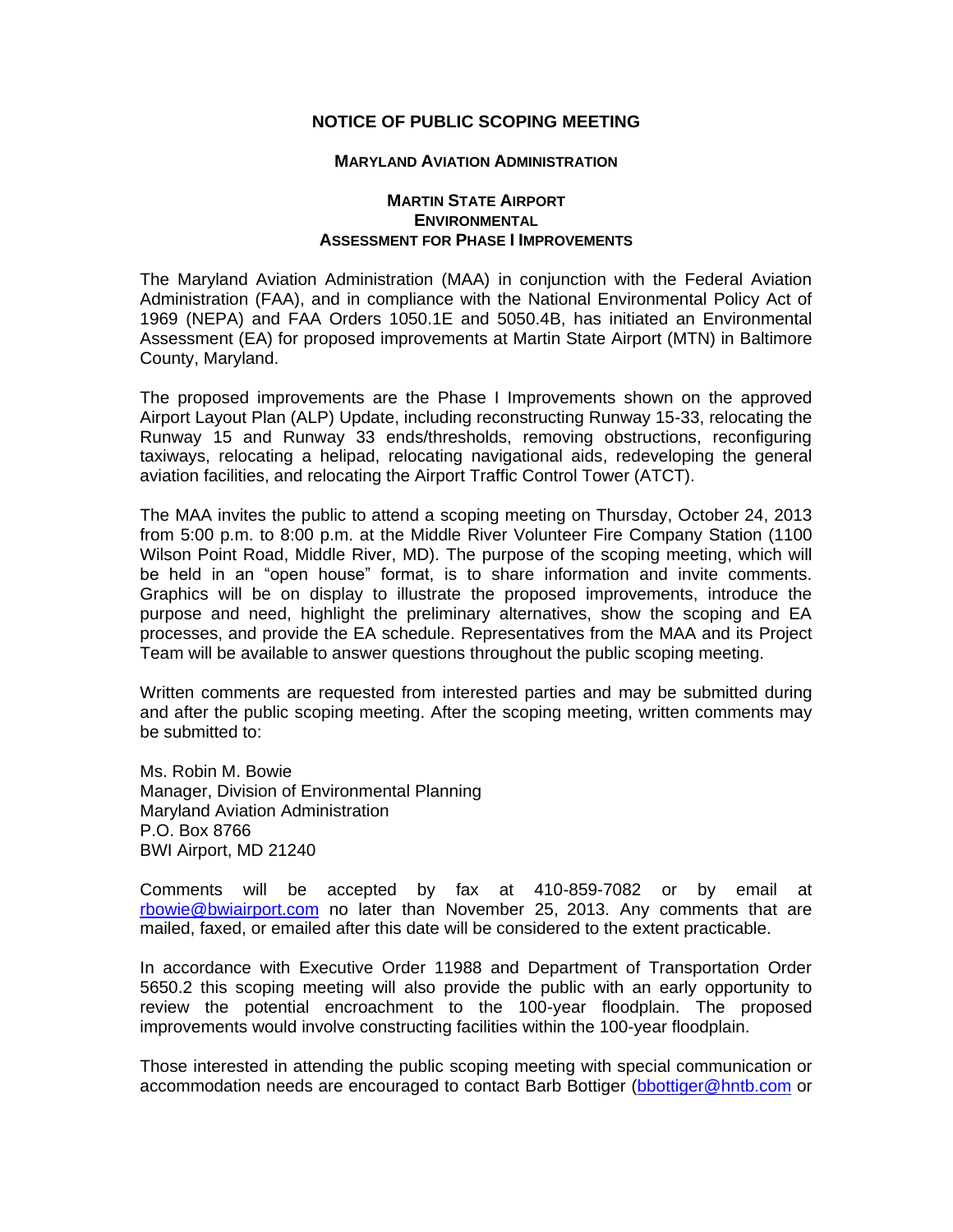# NOTICE OF PUBLIC SCOPING MEETING

## MARYLAND AVIATION ADMINISTRATION

### MARTIN STATE AIRPORT ENVIRONMENTAL ASSESSMENT FOR PHASE I IMPROVEMENTS

The Maryland Aviation Administration (MAA) in conjunction with the Federal Aviation Administration (FAA), and in compliance with the National Environmental Policy Act of 1969 (NEPA) and FAA Orders 1050.1E and 5050.4B, has initiated an Environmental Assessment (EA) for proposed improvements at Martin State Airport (MTN) in Baltimore County, Maryland.

The proposed improvements are the Phase I Improvements shown on the approved Airport Layout Plan (ALP) Update, including reconstructing Runway 15-33, relocating the Runway 15 and Runway 33 ends/thresholds, removing obstructions, reconfiguring taxiways, relocating a helipad, relocating navigational aids, redeveloping the general aviation facilities, and relocating the Airport Traffic Control Tower (ATCT).

The MAA invites the public to attend a scoping meeting on Thursday, October 24, 2013 from 5:00 p.m. to 8:00 p.m. at the Middle River Volunteer Fire Company Station (1100 Wilson Point Road, Middle River, MD). The purpose of the scoping meeting, which will be held in an "open house" format, is to share information and invite comments. Graphics will be on display to illustrate the proposed improvements, introduce the purpose and need, highlight the preliminary alternatives, show the scoping and EA processes, and provide the EA schedule. Representatives from the MAA and its Project Team will be available to answer questions throughout the public scoping meeting.

Written comments are requested from interested parties and may be submitted during and after the public scoping meeting. After the scoping meeting, written comments may be submitted to:

Ms. Robin M. Bowie
Manager, Division of Environmental Planning
Maryland Aviation Administration
P.O. Box 8766
BWI Airport, MD 21240

Comments will be accepted by fax at 410-859-7082 or by email at rbowie@bwiairport.com no later than November 25, 2013. Any comments that are mailed, faxed, or emailed after this date will be considered to the extent practicable.

In accordance with Executive Order 11988 and Department of Transportation Order 5650.2 this scoping meeting will also provide the public with an early opportunity to review the potential encroachment to the 100-year floodplain. The proposed improvements would involve constructing facilities within the 100-year floodplain.

Those interested in attending the public scoping meeting with special communication or accommodation needs are encouraged to contact Barb Bottiger (bbottiger@hntb.com or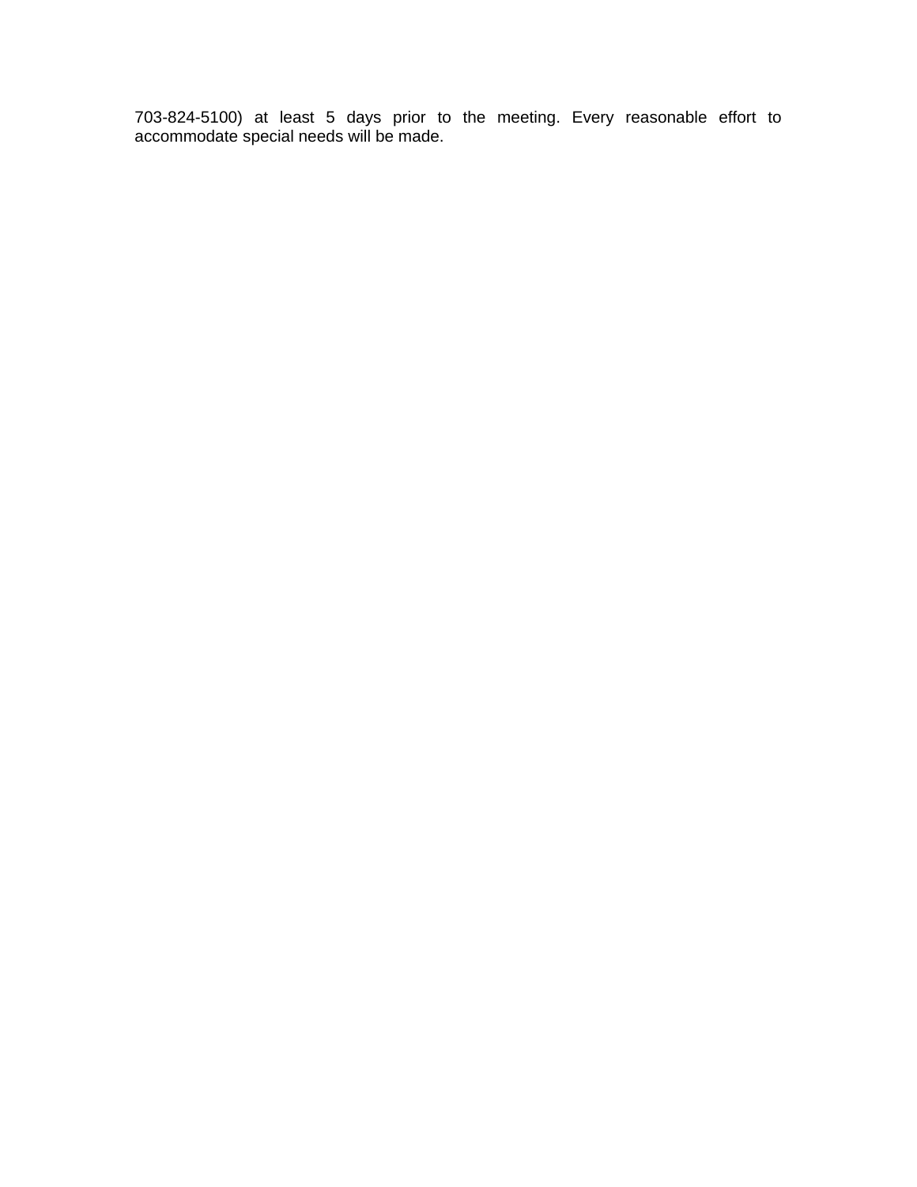703-824-5100) at least 5 days prior to the meeting. Every reasonable effort to accommodate special needs will be made.